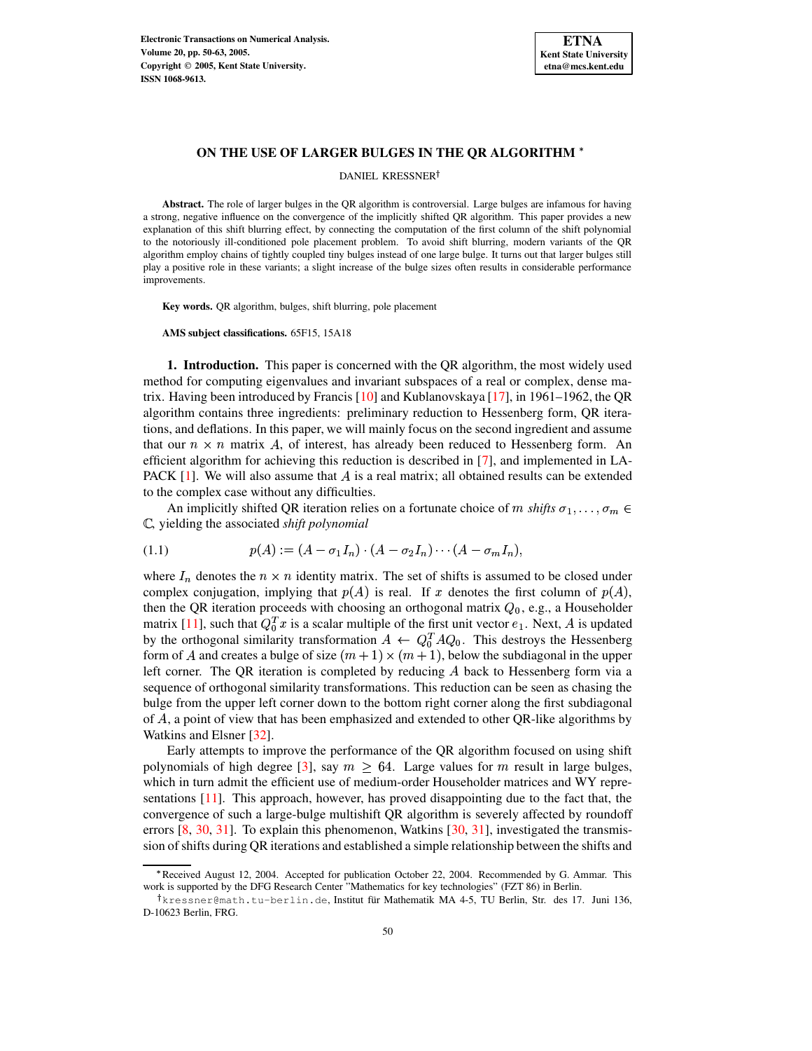# ON THE USE OF LARGER BULGES IN THE QR ALGORITHM *

DANIEL KRESSNER†

**Abstract.** The role of larger bulges in the QR algorithm is controversial. Large bulges are infamous for having a strong, negative influence on the convergence of the implicitly shifted QR algorithm. This paper provides a new explanation of this shift blurring effect, by connecting the computation of the first column of the shift polynomial to the notoriously ill-conditioned pole placement problem. To avoid shift blurring, modern variants of the QR algorithm employ chains of tightly coupled tiny bulges instead of one large bulge. It turns out that larger bulges still play a positive role in these variants; a slight increase of the bulge sizes often results in considerable performance improvements.

**Key words.** QR algorithm, bulges, shift blurring, pole placement

**AMS subject classifications.** 65F15, 15A18

**1. Introduction.** This paper is concerned with the QR algorithm, the most widely used method for computing eigenvalues and invariant subspaces of a real or complex, dense matrix. Having been introduced by Francis [10] and Kublanovskaya [17], in 1961–1962, the QR algorithm contains three ingredients: preliminary reduction to Hessenberg form, QR iterations, and deflations. In this paper, we will mainly focus on the second ingredient and assume that our $n \times n$ matrix $A$, of interest, has already been reduced to Hessenberg form. An efficient algorithm for achieving this reduction is described in [7], and implemented in LAPACK [1]. We will also assume that $A$ is a real matrix; all obtained results can be extended to the complex case without any difficulties.

An implicitly shifted QR iteration relies on a fortunate choice of $m$ *shifts* $\sigma_1, \ldots, \sigma_m \in \mathbb{C}$, yielding the associated *shift polynomial*

$$p(A) := (A - \sigma_1 I_n) \cdot (A - \sigma_2 I_n) \cdots (A - \sigma_m I_n), \tag{1.1}$$

where $I_n$ denotes the $n \times n$ identity matrix. The set of shifts is assumed to be closed under complex conjugation, implying that $p(A)$ is real. If $x$ denotes the first column of $p(A)$, then the QR iteration proceeds with choosing an orthogonal matrix $Q_0$, e.g., a Householder matrix [11], such that $Q_0^T x$ is a scalar multiple of the first unit vector $e_1$. Next, $A$ is updated by the orthogonal similarity transformation $A \leftarrow Q_0^T A Q_0$. This destroys the Hessenberg form of $A$ and creates a bulge of size $(m+1) \times (m+1)$, below the subdiagonal in the upper left corner. The QR iteration is completed by reducing $A$ back to Hessenberg form via a sequence of orthogonal similarity transformations. This reduction can be seen as chasing the bulge from the upper left corner down to the bottom right corner along the first subdiagonal of $A$, a point of view that has been emphasized and extended to other QR-like algorithms by Watkins and Elsner [32].

Early attempts to improve the performance of the QR algorithm focused on using shift polynomials of high degree [3], say $m \geq 64$. Large values for $m$ result in large bulges, which in turn admit the efficient use of medium-order Householder matrices and WY representations [11]. This approach, however, has proved disappointing due to the fact that, the convergence of such a large-bulge multishift QR algorithm is severely affected by roundoff errors [8, 30, 31]. To explain this phenomenon, Watkins [30, 31], investigated the transmission of shifts during QR iterations and established a simple relationship between the shifts and

*Received August 12, 2004. Accepted for publication October 22, 2004. Recommended by G. Ammar. This work is supported by the DFG Research Center "Mathematics for key technologies" (FZT 86) in Berlin.

†kressner@math.tu-berlin.de, Institut für Mathematik MA 4-5, TU Berlin, Str. des 17. Juni 136, D-10623 Berlin, FRG.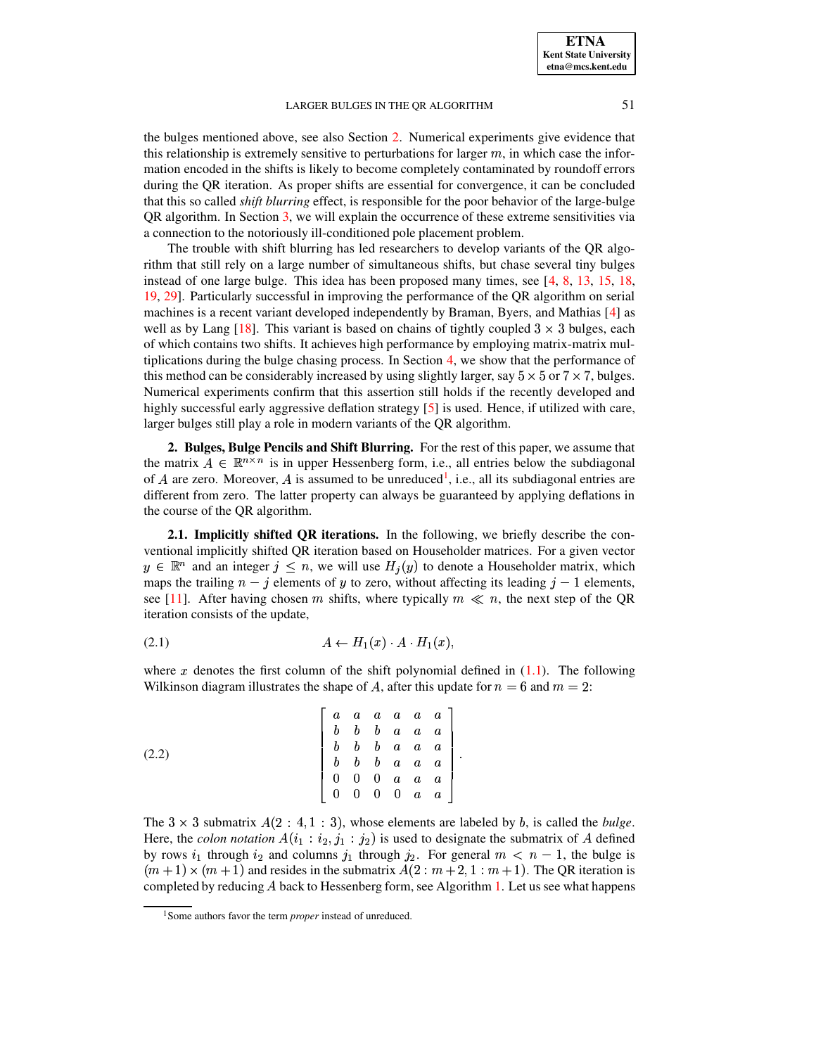the bulges mentioned above, see also Section 2. Numerical experiments give evidence that this relationship is extremely sensitive to perturbations for larger $m$, in which case the information encoded in the shifts is likely to become completely contaminated by roundoff errors during the QR iteration. As proper shifts are essential for convergence, it can be concluded that this so called *shift blurring* effect, is responsible for the poor behavior of the large-bulge QR algorithm. In Section 3, we will explain the occurrence of these extreme sensitivities via a connection to the notoriously ill-conditioned pole placement problem.

The trouble with shift blurring has led researchers to develop variants of the QR algorithm that still rely on a large number of simultaneous shifts, but chase several tiny bulges instead of one large bulge. This idea has been proposed many times, see [4, 8, 13, 15, 18, 19, 29]. Particularly successful in improving the performance of the QR algorithm on serial machines is a recent variant developed independently by Braman, Byers, and Mathias [4] as well as by Lang [18]. This variant is based on chains of tightly coupled $3 \times 3$ bulges, each of which contains two shifts. It achieves high performance by employing matrix-matrix multiplications during the bulge chasing process. In Section 4, we show that the performance of this method can be considerably increased by using slightly larger, say $5 \times 5$ or $7 \times 7$, bulges. Numerical experiments confirm that this assertion still holds if the recently developed and highly successful early aggressive deflation strategy [5] is used. Hence, if utilized with care, larger bulges still play a role in modern variants of the QR algorithm.

## 2. Bulges, Bulge Pencils and Shift Blurring.

For the rest of this paper, we assume that the matrix $A \in \mathbb{R}^{n \times n}$ is in upper Hessenberg form, i.e., all entries below the subdiagonal of $A$ are zero. Moreover, $A$ is assumed to be unreduced[1], i.e., all its subdiagonal entries are different from zero. The latter property can always be guaranteed by applying deflations in the course of the QR algorithm.

### 2.1. Implicitly shifted QR iterations.

In the following, we briefly describe the conventional implicitly shifted QR iteration based on Householder matrices. For a given vector $y \in \mathbb{R}^n$ and an integer $j \leq n$, we will use $H_j(y)$ to denote a Householder matrix, which maps the trailing $n - j$ elements of $y$ to zero, without affecting its leading $j - 1$ elements, see [11]. After having chosen $m$ shifts, where typically $m \ll n$, the next step of the QR iteration consists of the update,

$$A \leftarrow H_1(x) \cdot A \cdot H_1(x), \tag{2.1}$$

where $x$ denotes the first column of the shift polynomial defined in (1.1). The following Wilkinson diagram illustrates the shape of $A$, after this update for $n = 6$ and $m = 2$:

$$\begin{bmatrix} a & a & a & a & a & a \\ b & b & b & a & a & a \\ b & b & b & a & a & a \\ b & b & b & a & a & a \\ 0 & 0 & 0 & a & a & a \\ 0 & 0 & 0 & 0 & a & a \end{bmatrix}. \tag{2.2}$$

The $3 \times 3$ submatrix $A(2:4, 1:3)$, whose elements are labeled by $b$, is called the *bulge*. Here, the *colon notation* $A(i_1 : i_2, j_1 : j_2)$ is used to designate the submatrix of $A$ defined by rows $i_1$ through $i_2$ and columns $j_1$ through $j_2$. For general $m < n - 1$, the bulge is $(m+1) \times (m+1)$ and resides in the submatrix $A(2 : m+2, 1 : m+1)$. The QR iteration is completed by reducing $A$ back to Hessenberg form, see Algorithm 1. Let us see what happens

[1] Some authors favor the term *proper* instead of unreduced.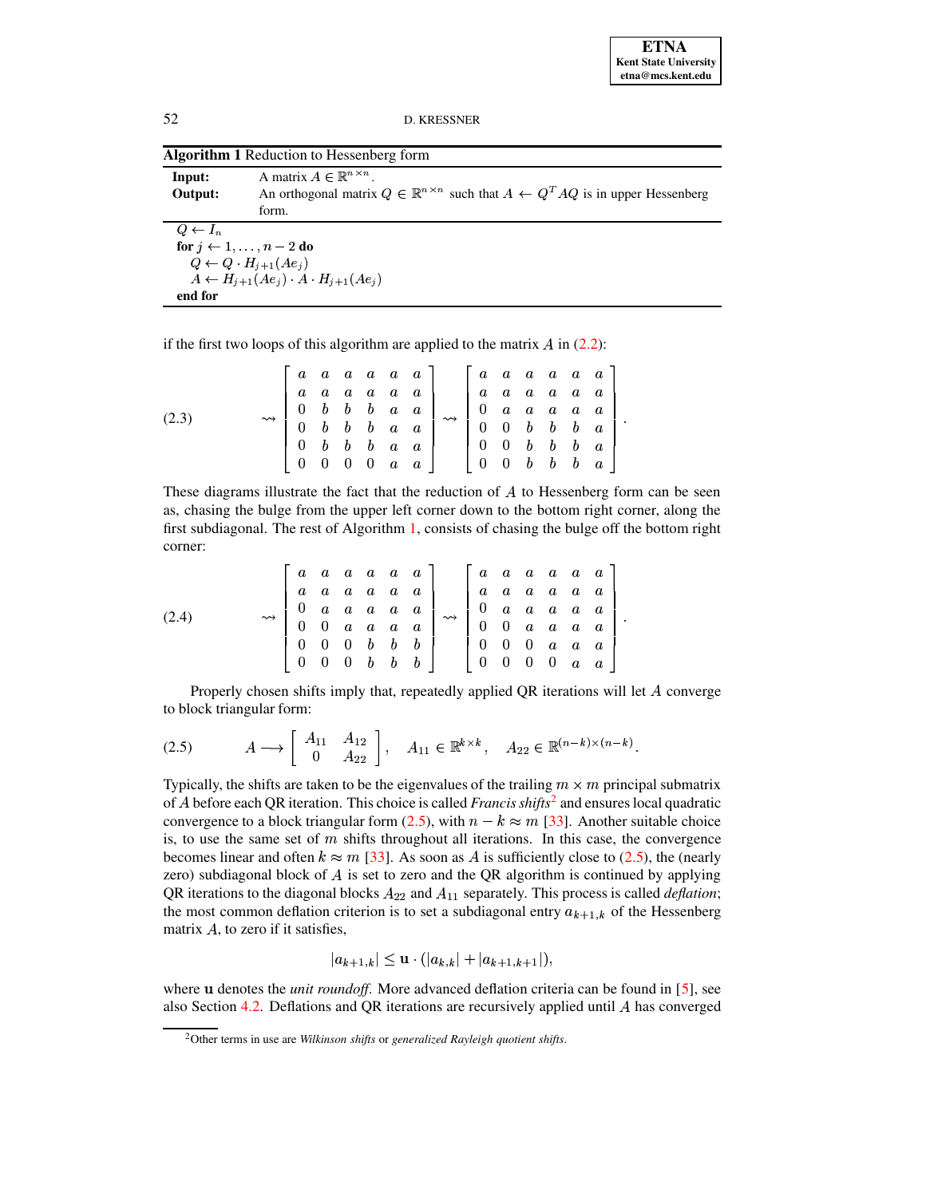**Algorithm 1** Reduction to Hessenberg form

---

**Input:** A matrix $A \in \mathbb{R}^{n\times n}$.
**Output:** An orthogonal matrix $Q \in \mathbb{R}^{n\times n}$ such that $A \leftarrow Q^T AQ$ is in upper Hessenberg form.

---

$Q \leftarrow I_n$
**for** $j \leftarrow 1,\ldots,n-2$ **do**
  $Q \leftarrow Q \cdot H_{j+1}(Ae_j)$
  $A \leftarrow H_{j+1}(Ae_j) \cdot A \cdot H_{j+1}(Ae_j)$
**end for**

---

if the first two loops of this algorithm are applied to the matrix $A$ in (2.2):

$$
\rightsquigarrow \left[\begin{array}{cccccc} a & a & a & a & a & a \\ a & a & a & a & a & a \\ 0 & b & b & b & a & a \\ 0 & b & b & b & a & a \\ 0 & b & b & b & a & a \\ 0 & 0 & 0 & 0 & a & a \end{array}\right] \rightsquigarrow \left[\begin{array}{cccccc} a & a & a & a & a & a \\ a & a & a & a & a & a \\ 0 & a & a & a & a & a \\ 0 & 0 & b & b & b & a \\ 0 & 0 & b & b & b & a \\ 0 & 0 & b & b & b & a \end{array}\right]. \tag{2.3}
$$

These diagrams illustrate the fact that the reduction of $A$ to Hessenberg form can be seen as, chasing the bulge from the upper left corner down to the bottom right corner, along the first subdiagonal. The rest of Algorithm 1, consists of chasing the bulge off the bottom right corner:

$$
\rightsquigarrow \left[\begin{array}{cccccc} a & a & a & a & a & a \\ a & a & a & a & a & a \\ 0 & a & a & a & a & a \\ 0 & 0 & a & a & a & a \\ 0 & 0 & 0 & b & b & b \\ 0 & 0 & 0 & b & b & b \end{array}\right] \rightsquigarrow \left[\begin{array}{cccccc} a & a & a & a & a & a \\ a & a & a & a & a & a \\ 0 & a & a & a & a & a \\ 0 & 0 & a & a & a & a \\ 0 & 0 & 0 & a & a & a \\ 0 & 0 & 0 & 0 & a & a \end{array}\right]. \tag{2.4}
$$

Properly chosen shifts imply that, repeatedly applied QR iterations will let $A$ converge to block triangular form:

$$
A \longrightarrow \left[\begin{array}{cc} A_{11} & A_{12} \\ 0 & A_{22} \end{array}\right], \quad A_{11} \in \mathbb{R}^{k\times k}, \quad A_{22} \in \mathbb{R}^{(n-k)\times(n-k)}. \tag{2.5}
$$

Typically, the shifts are taken to be the eigenvalues of the trailing $m \times m$ principal submatrix of $A$ before each QR iteration. This choice is called *Francis shifts*[2] and ensures local quadratic convergence to a block triangular form (2.5), with $n-k \approx m$ [33]. Another suitable choice is, to use the same set of $m$ shifts throughout all iterations. In this case, the convergence becomes linear and often $k \approx m$ [33]. As soon as $A$ is sufficiently close to (2.5), the (nearly zero) subdiagonal block of $A$ is set to zero and the QR algorithm is continued by applying QR iterations to the diagonal blocks $A_{22}$ and $A_{11}$ separately. This process is called *deflation*; the most common deflation criterion is to set a subdiagonal entry $a_{k+1,k}$ of the Hessenberg matrix $A$, to zero if it satisfies,

$$
|a_{k+1,k}| \leq \mathbf{u} \cdot (|a_{k,k}| + |a_{k+1,k+1}|),
$$

where $\mathbf{u}$ denotes the *unit roundoff*. More advanced deflation criteria can be found in [5], see also Section 4.2. Deflations and QR iterations are recursively applied until $A$ has converged

[2] Other terms in use are *Wilkinson shifts* or *generalized Rayleigh quotient shifts*.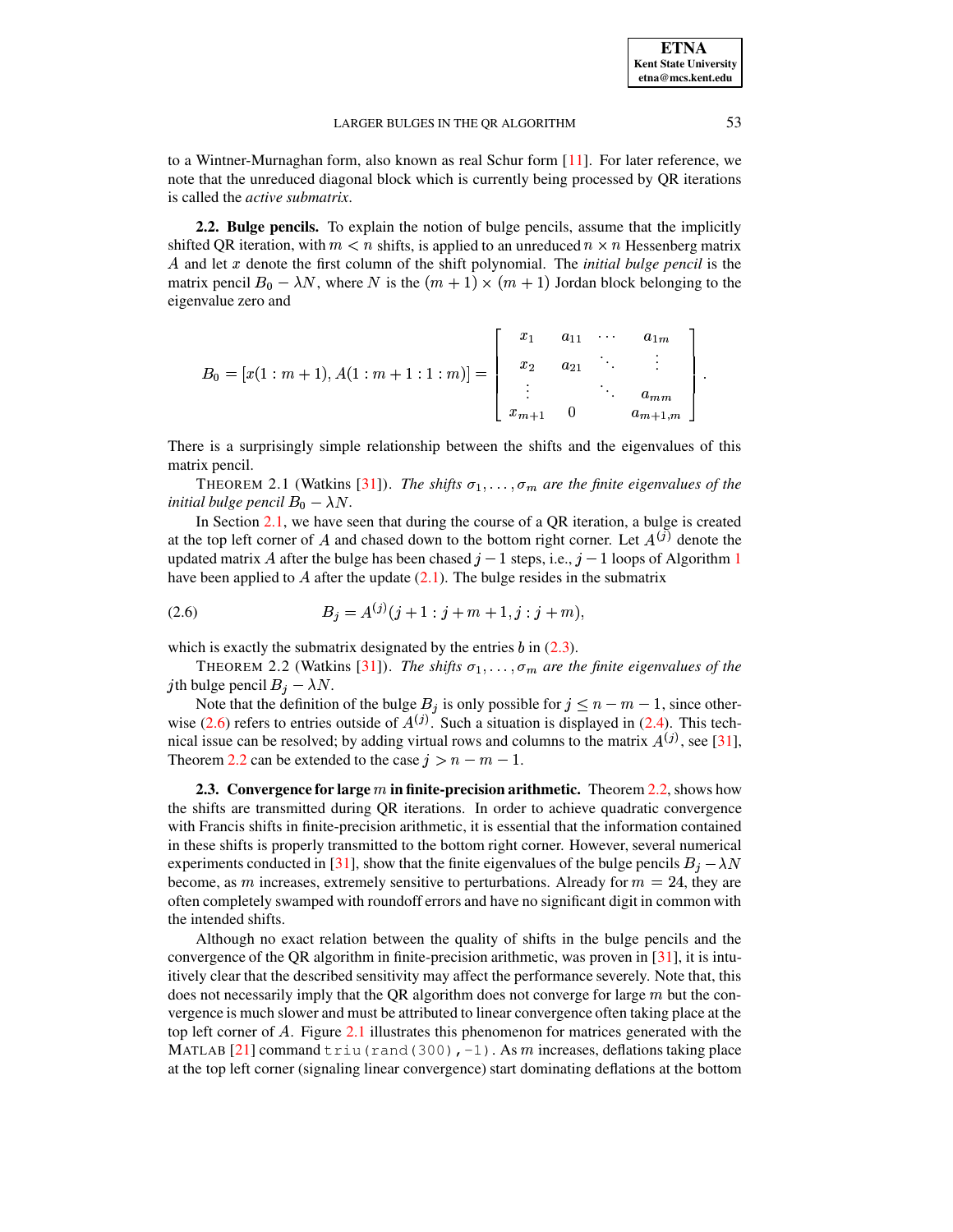to a Wintner-Murnaghan form, also known as real Schur form [11]. For later reference, we note that the unreduced diagonal block which is currently being processed by QR iterations is called the *active submatrix*.

**2.2. Bulge pencils.** To explain the notion of bulge pencils, assume that the implicitly shifted QR iteration, with $m < n$ shifts, is applied to an unreduced $n \times n$ Hessenberg matrix $A$ and let $x$ denote the first column of the shift polynomial. The *initial bulge pencil* is the matrix pencil $B_0 - \lambda N$, where $N$ is the $(m+1) \times (m+1)$ Jordan block belonging to the eigenvalue zero and

$$B_0 = [x(1:m+1), A(1:m+1:1:m)] = \begin{bmatrix} x_1 & a_{11} & \cdots & a_{1m} \\ x_2 & a_{21} & \ddots & \vdots \\ \vdots & & \ddots & a_{mm} \\ x_{m+1} & 0 & & a_{m+1,m} \end{bmatrix}.$$

There is a surprisingly simple relationship between the shifts and the eigenvalues of this matrix pencil.

THEOREM 2.1 (Watkins [31]). *The shifts $\sigma_1, \ldots, \sigma_m$ are the finite eigenvalues of the initial bulge pencil $B_0 - \lambda N$.*

In Section 2.1, we have seen that during the course of a QR iteration, a bulge is created at the top left corner of $A$ and chased down to the bottom right corner. Let $A^{(j)}$ denote the updated matrix $A$ after the bulge has been chased $j-1$ steps, i.e., $j-1$ loops of Algorithm 1 have been applied to $A$ after the update (2.1). The bulge resides in the submatrix

$$B_j = A^{(j)}(j+1:j+m+1, j:j+m), \tag{2.6}$$

which is exactly the submatrix designated by the entries $b$ in (2.3).

THEOREM 2.2 (Watkins [31]). *The shifts $\sigma_1, \ldots, \sigma_m$ are the finite eigenvalues of the $j$th bulge pencil $B_j - \lambda N$.*

Note that the definition of the bulge $B_j$ is only possible for $j \leq n-m-1$, since otherwise (2.6) refers to entries outside of $A^{(j)}$. Such a situation is displayed in (2.4). This technical issue can be resolved; by adding virtual rows and columns to the matrix $A^{(j)}$, see [31], Theorem 2.2 can be extended to the case $j > n-m-1$.

**2.3. Convergence for large $m$ in finite-precision arithmetic.** Theorem 2.2, shows how the shifts are transmitted during QR iterations. In order to achieve quadratic convergence with Francis shifts in finite-precision arithmetic, it is essential that the information contained in these shifts is properly transmitted to the bottom right corner. However, several numerical experiments conducted in [31], show that the finite eigenvalues of the bulge pencils $B_j - \lambda N$ become, as $m$ increases, extremely sensitive to perturbations. Already for $m = 24$, they are often completely swamped with roundoff errors and have no significant digit in common with the intended shifts.

Although no exact relation between the quality of shifts in the bulge pencils and the convergence of the QR algorithm in finite-precision arithmetic, was proven in [31], it is intuitively clear that the described sensitivity may affect the performance severely. Note that, this does not necessarily imply that the QR algorithm does not converge for large $m$ but the convergence is much slower and must be attributed to linear convergence often taking place at the top left corner of $A$. Figure 2.1 illustrates this phenomenon for matrices generated with the MATLAB [21] command `triu(rand(300),-1)`. As $m$ increases, deflations taking place at the top left corner (signaling linear convergence) start dominating deflations at the bottom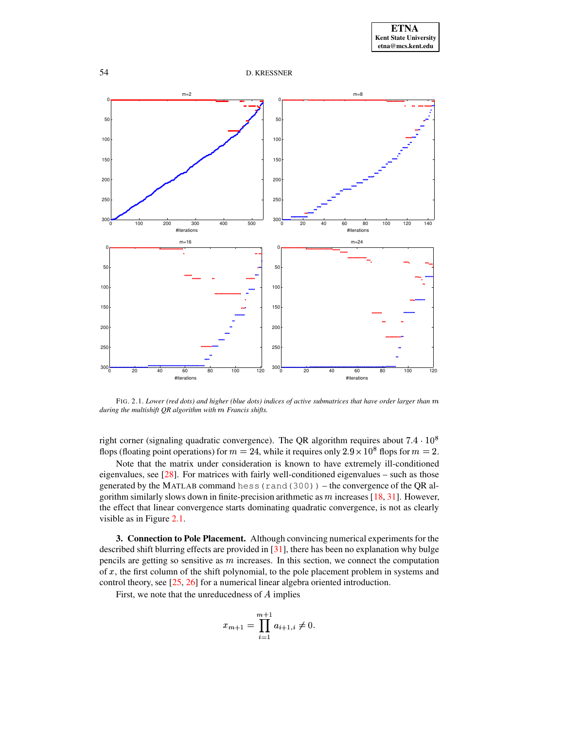FIG. 2.1. *Lower (red dots) and higher (blue dots) indices of active submatrices that have order larger than $m$ during the multishift QR algorithm with $m$ Francis shifts.*

right corner (signaling quadratic convergence). The QR algorithm requires about $7.4 \cdot 10^8$ flops (floating point operations) for $m = 24$, while it requires only $2.9 \times 10^8$ flops for $m = 2$.

Note that the matrix under consideration is known to have extremely ill-conditioned eigenvalues, see [28]. For matrices with fairly well-conditioned eigenvalues – such as those generated by the MATLAB command `hess(rand(300))` – the convergence of the QR algorithm similarly slows down in finite-precision arithmetic as $m$ increases [18, 31]. However, the effect that linear convergence starts dominating quadratic convergence, is not as clearly visible as in Figure 2.1.

**3. Connection to Pole Placement.** Although convincing numerical experiments for the described shift blurring effects are provided in [31], there has been no explanation why bulge pencils are getting so sensitive as $m$ increases. In this section, we connect the computation of $x$, the first column of the shift polynomial, to the pole placement problem in systems and control theory, see [25, 26] for a numerical linear algebra oriented introduction.

First, we note that the unreducedness of $A$ implies

$$x_{m+1} = \prod_{i=1}^{m+1} a_{i+1,i} \neq 0.$$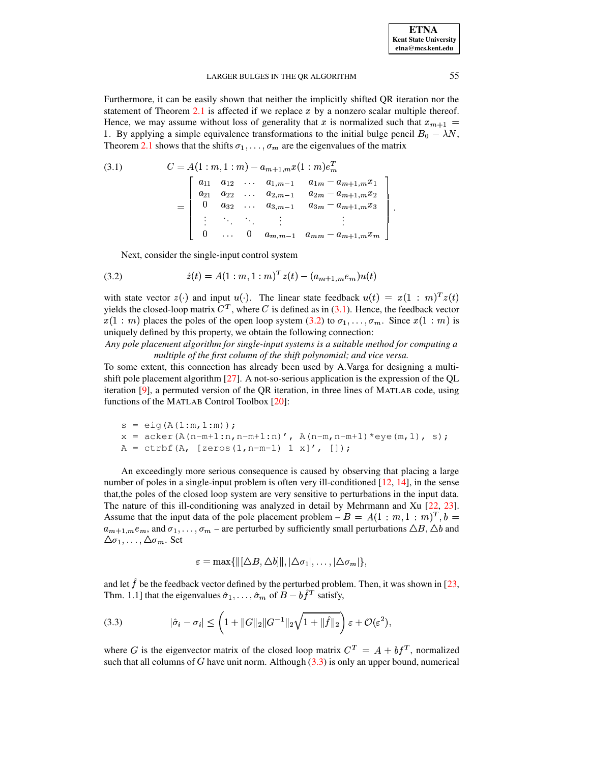Furthermore, it can be easily shown that neither the implicitly shifted QR iteration nor the statement of Theorem 2.1 is affected if we replace $x$ by a nonzero scalar multiple thereof. Hence, we may assume without loss of generality that $x$ is normalized such that $x_{m+1} = 1$. By applying a simple equivalence transformations to the initial bulge pencil $B_0 - \lambda N$, Theorem 2.1 shows that the shifts $\sigma_1, \ldots, \sigma_m$ are the eigenvalues of the matrix

$$
\begin{aligned}
C &= A(1:m, 1:m) - a_{m+1,m} x(1:m) e_m^T \\
&= \begin{bmatrix}
a_{11} & a_{12} & \ldots & a_{1,m-1} & a_{1m} - a_{m+1,m} x_1 \\
a_{21} & a_{22} & \ldots & a_{2,m-1} & a_{2m} - a_{m+1,m} x_2 \\
0 & a_{32} & \ldots & a_{3,m-1} & a_{3m} - a_{m+1,m} x_3 \\
\vdots & \ddots & \ddots & \vdots & \vdots \\
0 & \ldots & 0 & a_{m,m-1} & a_{mm} - a_{m+1,m} x_m
\end{bmatrix}.
\end{aligned}
\tag{3.1}
$$

Next, consider the single-input control system

$$
\dot{z}(t) = A(1:m, 1:m)^T z(t) - (a_{m+1,m} e_m) u(t)
\tag{3.2}
$$

with state vector $z(\cdot)$ and input $u(\cdot)$. The linear state feedback $u(t) = x(1:m)^T z(t)$ yields the closed-loop matrix $C^T$, where $C$ is defined as in (3.1). Hence, the feedback vector $x(1:m)$ places the poles of the open loop system (3.2) to $\sigma_1, \ldots, \sigma_m$. Since $x(1:m)$ is uniquely defined by this property, we obtain the following connection:

*Any pole placement algorithm for single-input systems is a suitable method for computing a multiple of the first column of the shift polynomial; and vice versa.*

To some extent, this connection has already been used by A.Varga for designing a multi-shift pole placement algorithm [27]. A not-so-serious application is the expression of the QL iteration [9], a permuted version of the QR iteration, in three lines of MATLAB code, using functions of the MATLAB Control Toolbox [20]:

```
s = eig(A(1:m,1:m));
x = acker(A(n-m+1:n,n-m+1:n)', A(n-m,n-m+1)*eye(m,1), s);
A = ctrbf(A, [zeros(1,n-m-1) 1 x]', []);
```

An exceedingly more serious consequence is caused by observing that placing a large number of poles in a single-input problem is often very ill-conditioned [12, 14], in the sense that,the poles of the closed loop system are very sensitive to perturbations in the input data. The nature of this ill-conditioning was analyzed in detail by Mehrmann and Xu [22, 23]. Assume that the input data of the pole placement problem – $B = A(1:m, 1:m)^T, b = a_{m+1,m} e_m$, and $\sigma_1, \ldots, \sigma_m$ – are perturbed by sufficiently small perturbations $\triangle B$, $\triangle b$ and $\triangle \sigma_1, \ldots, \triangle \sigma_m$. Set

$$
\varepsilon = \max\{\|[\triangle B, \triangle b]\|, |\triangle \sigma_1|, \ldots, |\triangle \sigma_m|\},
$$

and let $\hat{f}$ be the feedback vector defined by the perturbed problem. Then, it was shown in [23, Thm. 1.1] that the eigenvalues $\hat{\sigma}_1, \ldots, \hat{\sigma}_m$ of $B - b\hat{f}^T$ satisfy,

$$
|\hat{\sigma}_i - \sigma_i| \leq \left(1 + \|G\|_2 \|G^{-1}\|_2 \sqrt{1 + \|\hat{f}\|_2}\right) \varepsilon + \mathcal{O}(\varepsilon^2),
\tag{3.3}
$$

where $G$ is the eigenvector matrix of the closed loop matrix $C^T = A + bf^T$, normalized such that all columns of $G$ have unit norm. Although (3.3) is only an upper bound, numerical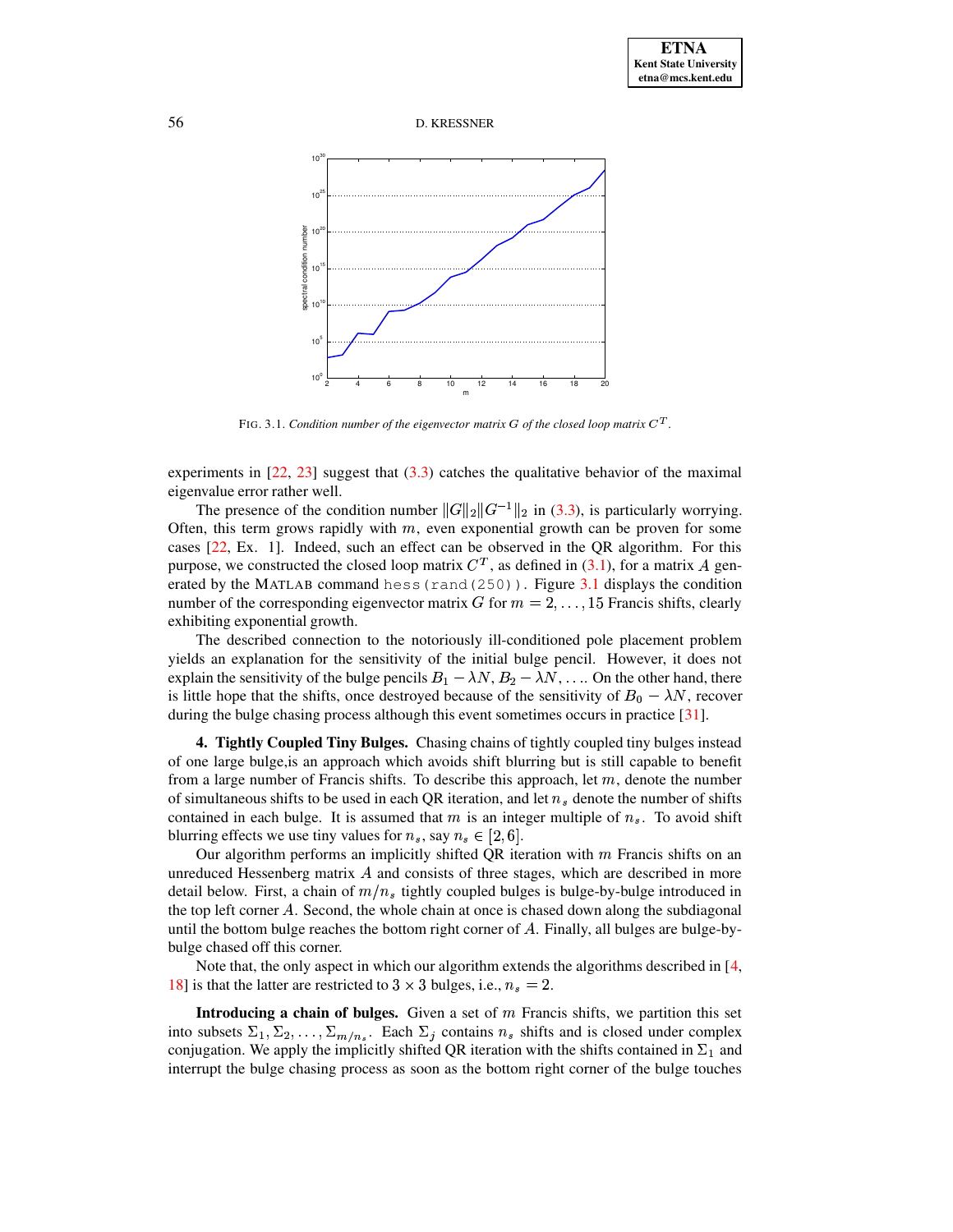FIG. 3.1. *Condition number of the eigenvector matrix $G$ of the closed loop matrix $C^T$.*

experiments in [22, 23] suggest that (3.3) catches the qualitative behavior of the maximal eigenvalue error rather well.

The presence of the condition number $\|G\|_2 \|G^{-1}\|_2$ in (3.3), is particularly worrying. Often, this term grows rapidly with $m$, even exponential growth can be proven for some cases [22, Ex. 1]. Indeed, such an effect can be observed in the QR algorithm. For this purpose, we constructed the closed loop matrix $C^T$, as defined in (3.1), for a matrix $A$ generated by the MATLAB command `hess(rand(250))`. Figure 3.1 displays the condition number of the corresponding eigenvector matrix $G$ for $m = 2, \ldots, 15$ Francis shifts, clearly exhibiting exponential growth.

The described connection to the notoriously ill-conditioned pole placement problem yields an explanation for the sensitivity of the initial bulge pencil. However, it does not explain the sensitivity of the bulge pencils $B_1 - \lambda N, B_2 - \lambda N, \ldots$. On the other hand, there is little hope that the shifts, once destroyed because of the sensitivity of $B_0 - \lambda N$, recover during the bulge chasing process although this event sometimes occurs in practice [31].

## 4. Tightly Coupled Tiny Bulges.

Chasing chains of tightly coupled tiny bulges instead of one large bulge,is an approach which avoids shift blurring but is still capable to benefit from a large number of Francis shifts. To describe this approach, let $m$, denote the number of simultaneous shifts to be used in each QR iteration, and let $n_s$ denote the number of shifts contained in each bulge. It is assumed that $m$ is an integer multiple of $n_s$. To avoid shift blurring effects we use tiny values for $n_s$, say $n_s \in [2, 6]$.

Our algorithm performs an implicitly shifted QR iteration with $m$ Francis shifts on an unreduced Hessenberg matrix $A$ and consists of three stages, which are described in more detail below. First, a chain of $m/n_s$ tightly coupled bulges is bulge-by-bulge introduced in the top left corner $A$. Second, the whole chain at once is chased down along the subdiagonal until the bottom bulge reaches the bottom right corner of $A$. Finally, all bulges are bulge-by-bulge chased off this corner.

Note that, the only aspect in which our algorithm extends the algorithms described in [4, 18] is that the latter are restricted to $3 \times 3$ bulges, i.e., $n_s = 2$.

**Introducing a chain of bulges.** Given a set of $m$ Francis shifts, we partition this set into subsets $\Sigma_1, \Sigma_2, \ldots, \Sigma_{m/n_s}$. Each $\Sigma_j$ contains $n_s$ shifts and is closed under complex conjugation. We apply the implicitly shifted QR iteration with the shifts contained in $\Sigma_1$ and interrupt the bulge chasing process as soon as the bottom right corner of the bulge touches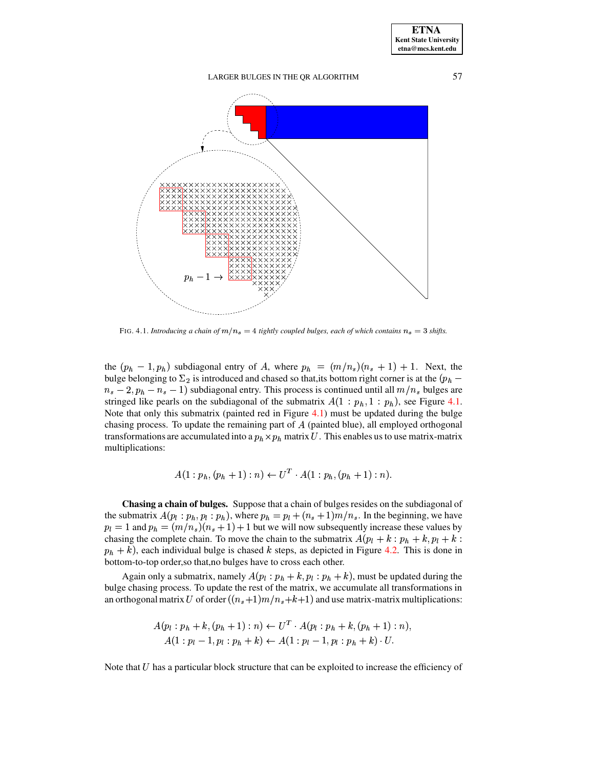FIG. 4.1. *Introducing a chain of $m/n_s = 4$ tightly coupled bulges, each of which contains $n_s = 3$ shifts.*

the $(p_h - 1, p_h)$ subdiagonal entry of $A$, where $p_h = (m/n_s)(n_s + 1) + 1$. Next, the bulge belonging to $\Sigma_2$ is introduced and chased so that,its bottom right corner is at the $(p_h - n_s - 2, p_h - n_s - 1)$ subdiagonal entry. This process is continued until all $m/n_s$ bulges are stringed like pearls on the subdiagonal of the submatrix $A(1 : p_h, 1 : p_h)$, see Figure 4.1. Note that only this submatrix (painted red in Figure 4.1) must be updated during the bulge chasing process. To update the remaining part of $A$ (painted blue), all employed orthogonal transformations are accumulated into a $p_h \times p_h$ matrix $U$. This enables us to use matrix-matrix multiplications:

$$A(1 : p_h, (p_h + 1) : n) \leftarrow U^T \cdot A(1 : p_h, (p_h + 1) : n).$$

**Chasing a chain of bulges.** Suppose that a chain of bulges resides on the subdiagonal of the submatrix $A(p_l : p_h, p_l : p_h)$, where $p_h = p_l + (n_s + 1)m/n_s$. In the beginning, we have $p_l = 1$ and $p_h = (m/n_s)(n_s + 1) + 1$ but we will now subsequently increase these values by chasing the complete chain. To move the chain to the submatrix $A(p_l + k : p_h + k, p_l + k : p_h + k)$, each individual bulge is chased $k$ steps, as depicted in Figure 4.2. This is done in bottom-to-top order,so that,no bulges have to cross each other.

Again only a submatrix, namely $A(p_l : p_h + k, p_l : p_h + k)$, must be updated during the bulge chasing process. To update the rest of the matrix, we accumulate all transformations in an orthogonal matrix $U$ of order $((n_s+1)m/n_s+k+1)$ and use matrix-matrix multiplications:

$$A(p_l : p_h + k, (p_h + 1) : n) \leftarrow U^T \cdot A(p_l : p_h + k, (p_h + 1) : n),$$
$$A(1 : p_l - 1, p_l : p_h + k) \leftarrow A(1 : p_l - 1, p_l : p_h + k) \cdot U.$$

Note that $U$ has a particular block structure that can be exploited to increase the efficiency of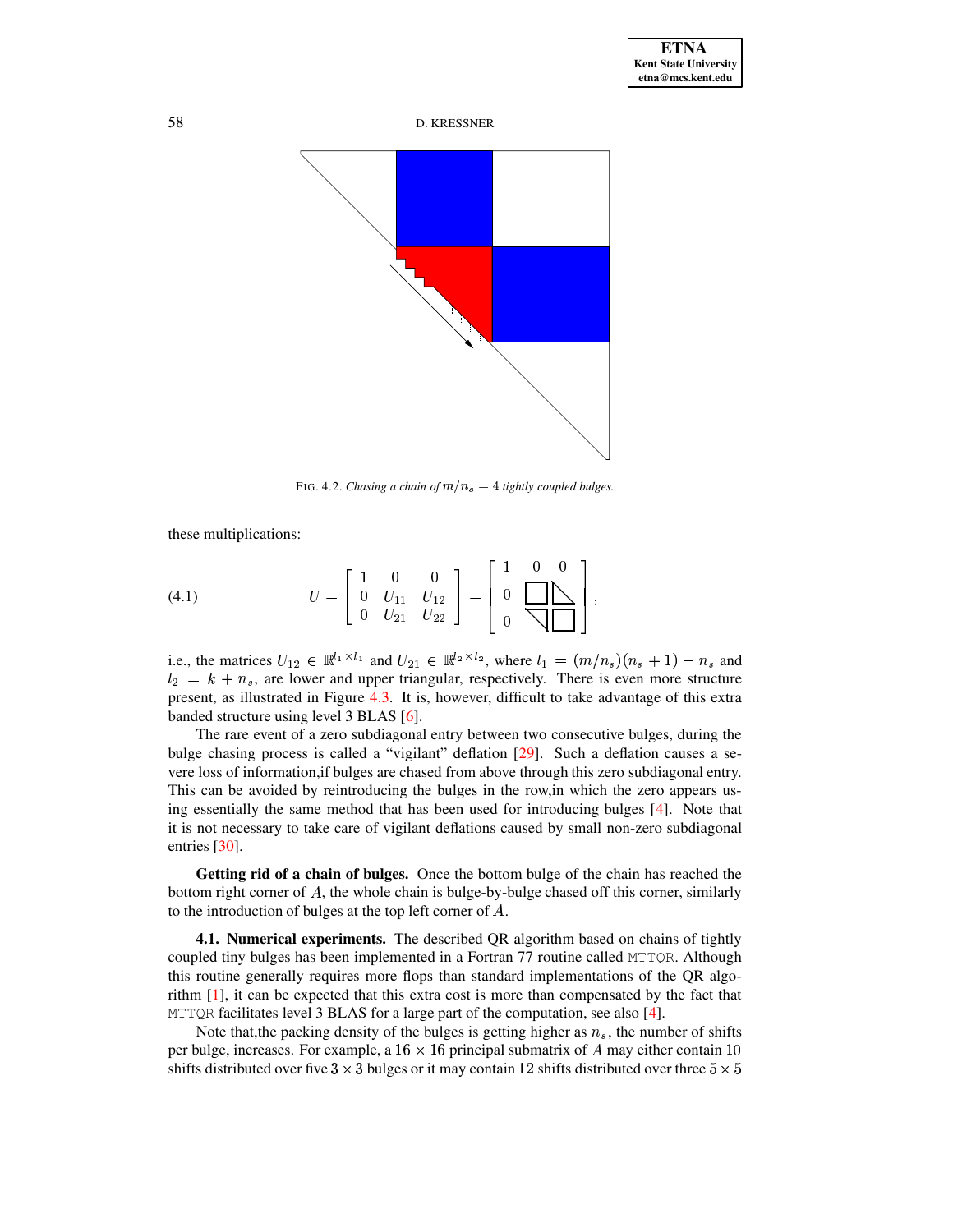FIG. 4.2. *Chasing a chain of $m/n_s = 4$ tightly coupled bulges.*

these multiplications:

$$U = \begin{bmatrix} 1 & 0 & 0 \\ 0 & U_{11} & U_{12} \\ 0 & U_{21} & U_{22} \end{bmatrix} = \begin{bmatrix} 1 & 0 & 0 \\ 0 & \square & \diagdown \\ 0 & \diagdown & \square \end{bmatrix}, \tag{4.1}$$

i.e., the matrices $U_{12} \in \mathbb{R}^{l_1 \times l_1}$ and $U_{21} \in \mathbb{R}^{l_2 \times l_2}$, where $l_1 = (m/n_s)(n_s + 1) - n_s$ and $l_2 = k + n_s$, are lower and upper triangular, respectively. There is even more structure present, as illustrated in Figure 4.3. It is, however, difficult to take advantage of this extra banded structure using level 3 BLAS [6].

The rare event of a zero subdiagonal entry between two consecutive bulges, during the bulge chasing process is called a "vigilant" deflation [29]. Such a deflation causes a severe loss of information,if bulges are chased from above through this zero subdiagonal entry. This can be avoided by reintroducing the bulges in the row,in which the zero appears using essentially the same method that has been used for introducing bulges [4]. Note that it is not necessary to take care of vigilant deflations caused by small non-zero subdiagonal entries [30].

**Getting rid of a chain of bulges.** Once the bottom bulge of the chain has reached the bottom right corner of $A$, the whole chain is bulge-by-bulge chased off this corner, similarly to the introduction of bulges at the top left corner of $A$.

**4.1. Numerical experiments.** The described QR algorithm based on chains of tightly coupled tiny bulges has been implemented in a Fortran 77 routine called MTTQR. Although this routine generally requires more flops than standard implementations of the QR algorithm [1], it can be expected that this extra cost is more than compensated by the fact that MTTQR facilitates level 3 BLAS for a large part of the computation, see also [4].

Note that,the packing density of the bulges is getting higher as $n_s$, the number of shifts per bulge, increases. For example, a $16 \times 16$ principal submatrix of $A$ may either contain 10 shifts distributed over five $3 \times 3$ bulges or it may contain 12 shifts distributed over three $5 \times 5$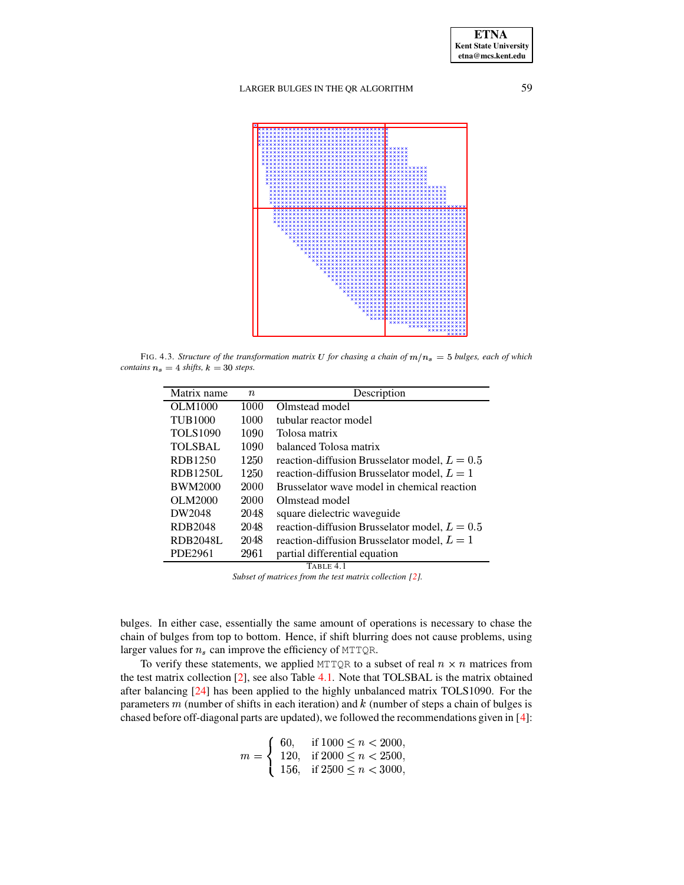FIG. 4.3. *Structure of the transformation matrix $U$ for chasing a chain of $m/n_s = 5$ bulges, each of which contains $n_s = 4$ shifts, $k = 30$ steps.*

| Matrix name | $n$ | Description |
|---|---|---|
| OLM1000 | 1000 | Olmstead model |
| TUB1000 | 1000 | tubular reactor model |
| TOLS1090 | 1090 | Tolosa matrix |
| TOLSBAL | 1090 | balanced Tolosa matrix |
| RDB1250 | 1250 | reaction-diffusion Brusselator model, $L = 0.5$ |
| RDB1250L | 1250 | reaction-diffusion Brusselator model, $L = 1$ |
| BWM2000 | 2000 | Brusselator wave model in chemical reaction |
| OLM2000 | 2000 | Olmstead model |
| DW2048 | 2048 | square dielectric waveguide |
| RDB2048 | 2048 | reaction-diffusion Brusselator model, $L = 0.5$ |
| RDB2048L | 2048 | reaction-diffusion Brusselator model, $L = 1$ |
| PDE2961 | 2961 | partial differential equation |

TABLE 4.1
*Subset of matrices from the test matrix collection [2].*

bulges. In either case, essentially the same amount of operations is necessary to chase the chain of bulges from top to bottom. Hence, if shift blurring does not cause problems, using larger values for $n_s$ can improve the efficiency of MTTQR.

To verify these statements, we applied MTTQR to a subset of real $n \times n$ matrices from the test matrix collection [2], see also Table 4.1. Note that TOLSBAL is the matrix obtained after balancing [24] has been applied to the highly unbalanced matrix TOLS1090. For the parameters $m$ (number of shifts in each iteration) and $k$ (number of steps a chain of bulges is chased before off-diagonal parts are updated), we followed the recommendations given in [4]:

$$m = \begin{cases} 60, & \text{if } 1000 \leq n < 2000, \\ 120, & \text{if } 2000 \leq n < 2500, \\ 156, & \text{if } 2500 \leq n < 3000, \end{cases}$$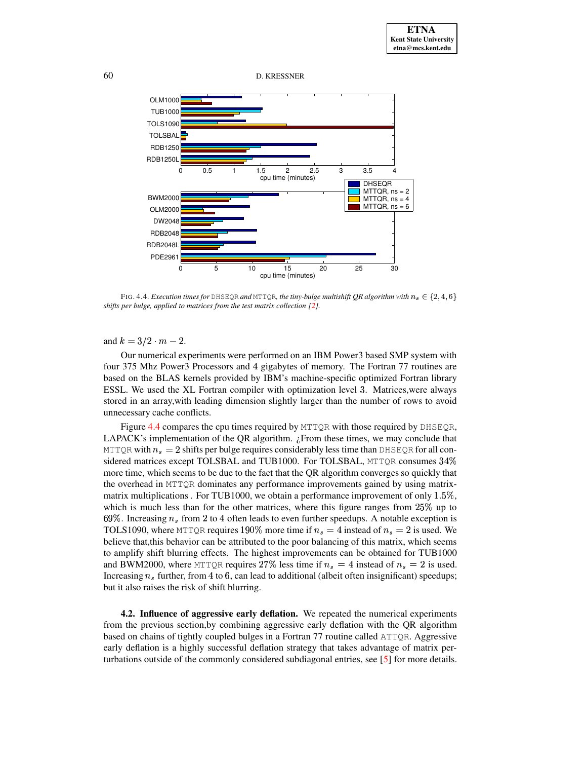FIG. 4.4. *Execution times for* DHSEQR *and* MTTQR*, the tiny-bulge multishift QR algorithm with* $n_s \in \{2, 4, 6\}$ *shifts per bulge, applied to matrices from the test matrix collection [2].*

and $k = 3/2 \cdot m - 2$.

Our numerical experiments were performed on an IBM Power3 based SMP system with four 375 Mhz Power3 Processors and 4 gigabytes of memory. The Fortran 77 routines are based on the BLAS kernels provided by IBM's machine-specific optimized Fortran library ESSL. We used the XL Fortran compiler with optimization level 3. Matrices,were always stored in an array,with leading dimension slightly larger than the number of rows to avoid unnecessary cache conflicts.

Figure 4.4 compares the cpu times required by MTTQR with those required by DHSEQR, LAPACK's implementation of the QR algorithm. ¿From these times, we may conclude that MTTQR with $n_s = 2$ shifts per bulge requires considerably less time than DHSEQR for all considered matrices except TOLSBAL and TUB1000. For TOLSBAL, MTTQR consumes $34\%$ more time, which seems to be due to the fact that the QR algorithm converges so quickly that the overhead in MTTQR dominates any performance improvements gained by using matrix-matrix multiplications . For TUB1000, we obtain a performance improvement of only $1.5\%$, which is much less than for the other matrices, where this figure ranges from $25\%$ up to $69\%$. Increasing $n_s$ from 2 to 4 often leads to even further speedups. A notable exception is TOLS1090, where MTTQR requires $190\%$ more time if $n_s = 4$ instead of $n_s = 2$ is used. We believe that,this behavior can be attributed to the poor balancing of this matrix, which seems to amplify shift blurring effects. The highest improvements can be obtained for TUB1000 and BWM2000, where MTTQR requires $27\%$ less time if $n_s = 4$ instead of $n_s = 2$ is used. Increasing $n_s$ further, from 4 to 6, can lead to additional (albeit often insignificant) speedups; but it also raises the risk of shift blurring.

**4.2. Influence of aggressive early deflation.** We repeated the numerical experiments from the previous section,by combining aggressive early deflation with the QR algorithm based on chains of tightly coupled bulges in a Fortran 77 routine called ATTQR. Aggressive early deflation is a highly successful deflation strategy that takes advantage of matrix perturbations outside of the commonly considered subdiagonal entries, see [5] for more details.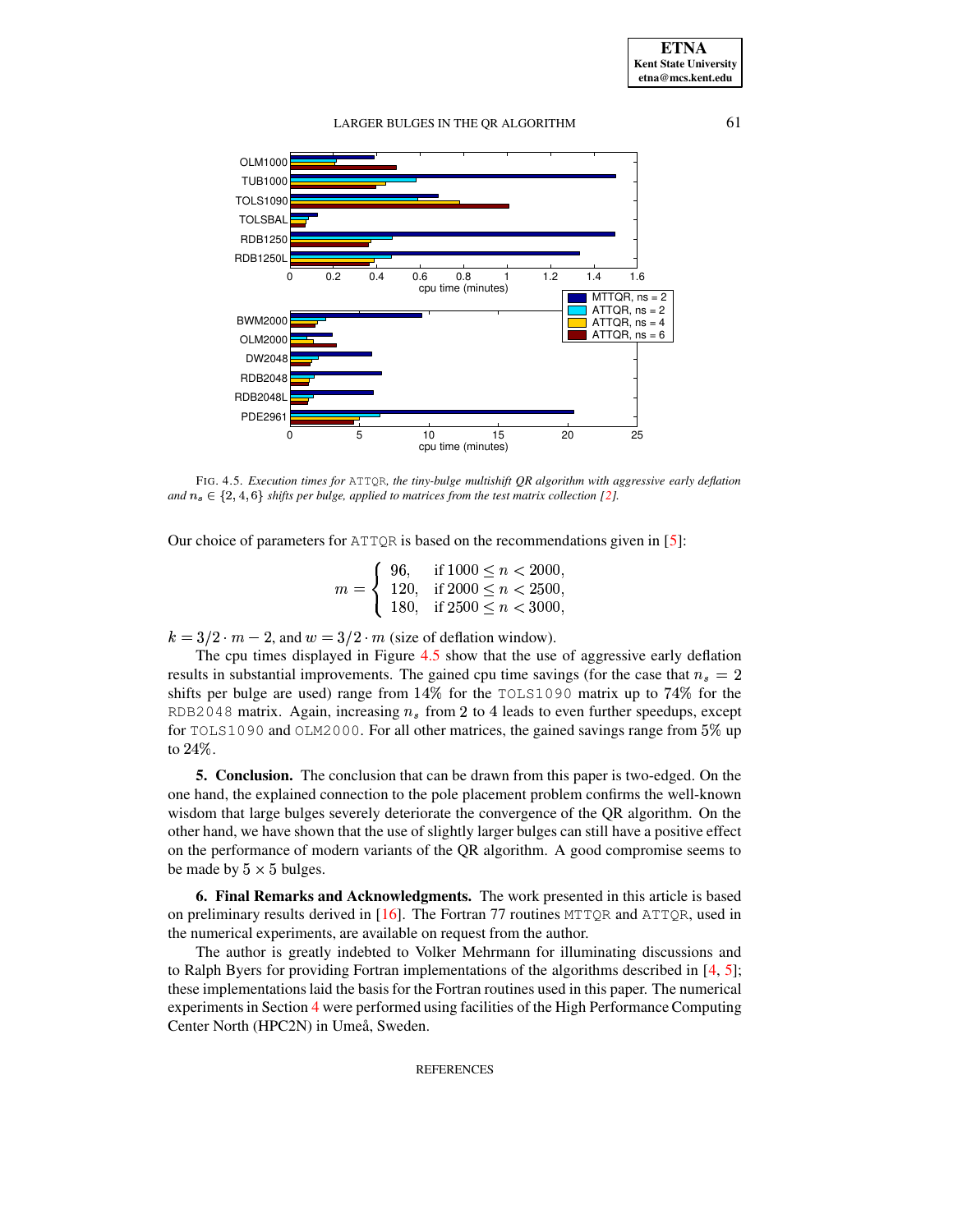FIG. 4.5. *Execution times for* ATTQR*, the tiny-bulge multishift QR algorithm with aggressive early deflation and $n_s \in \{2, 4, 6\}$ shifts per bulge, applied to matrices from the test matrix collection [2].*

Our choice of parameters for ATTQR is based on the recommendations given in [5]:

$$m = \begin{cases} 96, & \text{if } 1000 \le n < 2000, \\ 120, & \text{if } 2000 \le n < 2500, \\ 180, & \text{if } 2500 \le n < 3000, \end{cases}$$

$k = 3/2 \cdot m - 2$, and $w = 3/2 \cdot m$ (size of deflation window).

The cpu times displayed in Figure 4.5 show that the use of aggressive early deflation results in substantial improvements. The gained cpu time savings (for the case that $n_s = 2$ shifts per bulge are used) range from 14% for the TOLS1090 matrix up to 74% for the RDB2048 matrix. Again, increasing $n_s$ from 2 to 4 leads to even further speedups, except for TOLS1090 and OLM2000. For all other matrices, the gained savings range from 5% up to 24%.

## 5. Conclusion.

The conclusion that can be drawn from this paper is two-edged. On the one hand, the explained connection to the pole placement problem confirms the well-known wisdom that large bulges severely deteriorate the convergence of the QR algorithm. On the other hand, we have shown that the use of slightly larger bulges can still have a positive effect on the performance of modern variants of the QR algorithm. A good compromise seems to be made by $5 \times 5$ bulges.

## 6. Final Remarks and Acknowledgments.

The work presented in this article is based on preliminary results derived in [16]. The Fortran 77 routines MTTQR and ATTQR, used in the numerical experiments, are available on request from the author.

The author is greatly indebted to Volker Mehrmann for illuminating discussions and to Ralph Byers for providing Fortran implementations of the algorithms described in [4, 5]; these implementations laid the basis for the Fortran routines used in this paper. The numerical experiments in Section 4 were performed using facilities of the High Performance Computing Center North (HPC2N) in Umeå, Sweden.

REFERENCES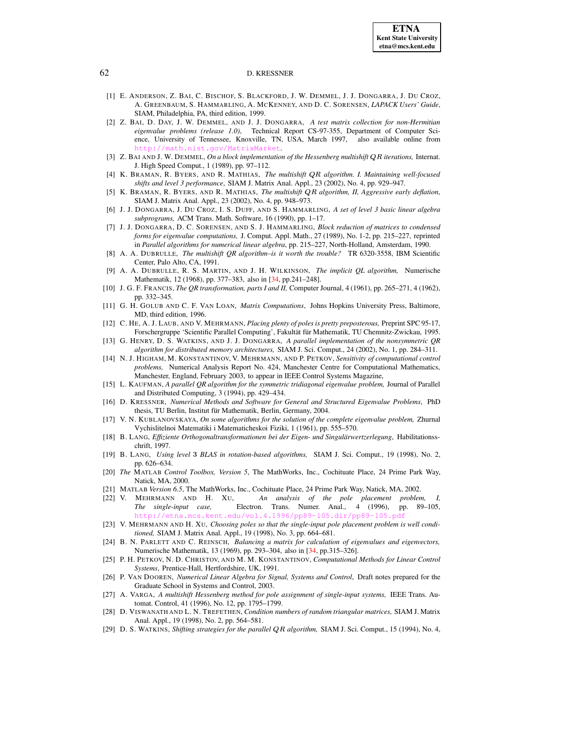[1] E. Anderson, Z. Bai, C. Bischof, S. Blackford, J. W. Demmel, J. J. Dongarra, J. Du Croz, A. Greenbaum, S. Hammarling, A. McKenney, and D. C. Sorensen, *LAPACK Users' Guide*, SIAM, Philadelphia, PA, third edition, 1999.

[2] Z. Bai, D. Day, J. W. Demmel, and J. J. Dongarra, *A test matrix collection for non-Hermitian eigenvalue problems (release 1.0)*, Technical Report CS-97-355, Department of Computer Science, University of Tennessee, Knoxville, TN, USA, March 1997, also available online from http://math.nist.gov/MatrixMarket.

[3] Z. Bai and J. W. Demmel, *On a block implementation of the Hessenberg multishift $QR$ iterations,* Internat. J. High Speed Comput., 1 (1989), pp. 97–112.

[4] K. Braman, R. Byers, and R. Mathias, *The multishift $QR$ algorithm. I. Maintaining well-focused shifts and level 3 performance*, SIAM J. Matrix Anal. Appl., 23 (2002), No. 4, pp. 929–947.

[5] K. Braman, R. Byers, and R. Mathias, *The multishift $QR$ algorithm, II, Aggressive early deflation*, SIAM J. Matrix Anal. Appl., 23 (2002), No. 4, pp. 948–973.

[6] J. J. Dongarra, J. Du Croz, I. S. Duff, and S. Hammarling, *A set of level 3 basic linear algebra subprograms,* ACM Trans. Math. Software, 16 (1990), pp. 1–17.

[7] J. J. Dongarra, D. C. Sorensen, and S. J. Hammarling, *Block reduction of matrices to condensed forms for eigenvalue computations,* J. Comput. Appl. Math., 27 (1989), No. 1-2, pp. 215–227, reprinted in *Parallel algorithms for numerical linear algebra*, pp. 215–227, North-Holland, Amsterdam, 1990.

[8] A. A. Dubrulle, *The multishift QR algorithm–is it worth the trouble?* TR 6320-3558, IBM Scientific Center, Palo Alto, CA, 1991.

[9] A. A. Dubrulle, R. S. Martin, and J. H. Wilkinson, *The implicit QL algorithm,* Numerische Mathematik, 12 (1968), pp. 377–383, also in [34, pp.241–248].

[10] J. G. F. Francis, *The QR transformation, parts I and II,* Computer Journal, 4 (1961), pp. 265–271, 4 (1962), pp. 332–345.

[11] G. H. Golub and C. F. Van Loan, *Matrix Computations*, Johns Hopkins University Press, Baltimore, MD, third edition, 1996.

[12] C. He, A. J. Laub, and V. Mehrmann, *Placing plenty of poles is pretty preposterous,* Preprint SPC 95-17, Forschergruppe 'Scientific Parallel Computing', Fakultät für Mathematik, TU Chemnitz-Zwickau, 1995.

[13] G. Henry, D. S. Watkins, and J. J. Dongarra, *A parallel implementation of the nonsymmetric QR algorithm for distributed memory architectures,* SIAM J. Sci. Comput., 24 (2002), No. 1, pp. 284–311.

[14] N. J. Higham, M. Konstantinov, V. Mehrmann, and P. Petkov, *Sensitivity of computational control problems,* Numerical Analysis Report No. 424, Manchester Centre for Computational Mathematics, Manchester, England, February 2003, to appear in IEEE Control Systems Magazine,

[15] L. Kaufman, *A parallel QR algorithm for the symmetric tridiagonal eigenvalue problem,* Journal of Parallel and Distributed Computing, 3 (1994), pp. 429–434.

[16] D. Kressner, *Numerical Methods and Software for General and Structured Eigenvalue Problems*, PhD thesis, TU Berlin, Institut für Mathematik, Berlin, Germany, 2004.

[17] V. N. Kublanovskaya, *On some algorithms for the solution of the complete eigenvalue problem,* Zhurnal Vychislitelnoi Matematiki i Matematicheskoi Fiziki, 1 (1961), pp. 555–570.

[18] B. Lang, *Effiziente Orthogonaltransformationen bei der Eigen- und Singulärwertzerlegung*, Habilitationsschrift, 1997.

[19] B. Lang, *Using level* 3 *BLAS in rotation-based algorithms,* SIAM J. Sci. Comput., 19 (1998), No. 2, pp. 626–634.

[20] *The* Matlab *Control Toolbox, Version 5*, The MathWorks, Inc., Cochituate Place, 24 Prime Park Way, Natick, MA, 2000.

[21] Matlab *Version 6.5*, The MathWorks, Inc., Cochituate Place, 24 Prime Park Way, Natick, MA, 2002.

[22] V. Mehrmann and H. Xu, *An analysis of the pole placement problem, I, The single-input case,* Electron. Trans. Numer. Anal., 4 (1996), pp. 89–105, http://etna.mcs.kent.edu/vol.4.1996/pp89-105.dir/pp89-105.pdf

[23] V. Mehrmann and H. Xu, *Choosing poles so that the single-input pole placement problem is well conditioned,* SIAM J. Matrix Anal. Appl., 19 (1998), No. 3, pp. 664–681.

[24] B. N. Parlett and C. Reinsch, *Balancing a matrix for calculation of eigenvalues and eigenvectors,* Numerische Mathematik, 13 (1969), pp. 293–304, also in [34, pp.315–326].

[25] P. H. Petkov, N. D. Christov, and M. M. Konstantinov, *Computational Methods for Linear Control Systems*, Prentice-Hall, Hertfordshire, UK, 1991.

[26] P. Van Dooren, *Numerical Linear Algebra for Signal, Systems and Control*, Draft notes prepared for the Graduate School in Systems and Control, 2003.

[27] A. Varga, *A multishift Hessenberg method for pole assignment of single-input systems,* IEEE Trans. Automat. Control, 41 (1996), No. 12, pp. 1795–1799.

[28] D. Viswanath and L. N. Trefethen, *Condition numbers of random triangular matrices,* SIAM J. Matrix Anal. Appl., 19 (1998), No. 2, pp. 564–581.

[29] D. S. Watkins, *Shifting strategies for the parallel $QR$ algorithm,* SIAM J. Sci. Comput., 15 (1994), No. 4,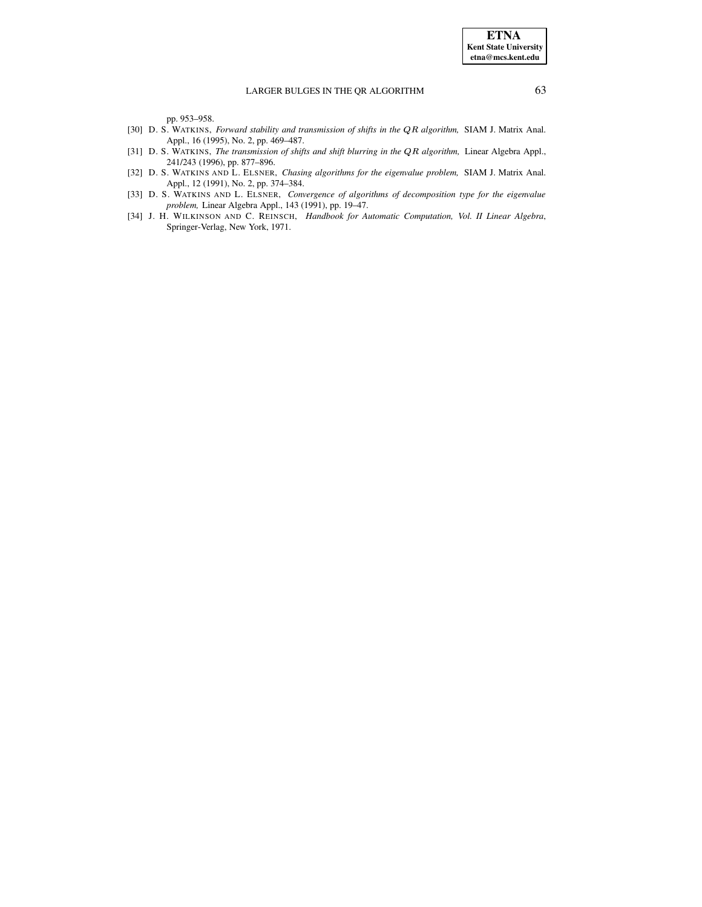pp. 953–958.

[30] D. S. WATKINS, *Forward stability and transmission of shifts in the $QR$ algorithm,* SIAM J. Matrix Anal. Appl., 16 (1995), No. 2, pp. 469–487.

[31] D. S. WATKINS, *The transmission of shifts and shift blurring in the $QR$ algorithm,* Linear Algebra Appl., 241/243 (1996), pp. 877–896.

[32] D. S. WATKINS AND L. ELSNER, *Chasing algorithms for the eigenvalue problem,* SIAM J. Matrix Anal. Appl., 12 (1991), No. 2, pp. 374–384.

[33] D. S. WATKINS AND L. ELSNER, *Convergence of algorithms of decomposition type for the eigenvalue problem,* Linear Algebra Appl., 143 (1991), pp. 19–47.

[34] J. H. WILKINSON AND C. REINSCH, *Handbook for Automatic Computation, Vol. II Linear Algebra*, Springer-Verlag, New York, 1971.